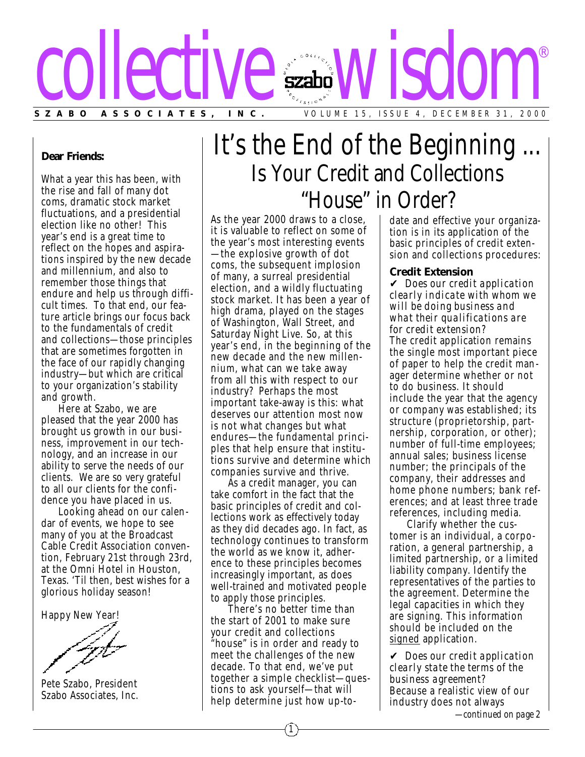# collective wisdom®

**SZABO ASSOCIATES, INC.** VOLUME 15, ISSUE 4, DECEMBER 31, 2000

**Dear Friends:**

What a year this has been, with the rise and fall of many dot coms, dramatic stock market fluctuations, and a presidential election like no other! This year's end is a great time to reflect on the hopes and aspirations inspired by the new decade and millennium, and also to remember those things that endure and help us through difficult times. To that end, our feature article brings our focus back to the fundamentals of credit and collections—those principles that are sometimes forgotten in the face of our rapidly changing industry—but which are critical to your organization's stability and growth.

Here at Szabo, we are pleased that the year 2000 has brought us growth in our business, improvement in our technology, and an increase in our ability to serve the needs of our clients. We are so very grateful to all our clients for the confidence you have placed in us.

Looking ahead on our calendar of events, we hope to see many of you at the Broadcast Cable Credit Association convention, February 21st through 23rd, at the Omni Hotel in Houston, Texas. 'Til then, best wishes for a glorious holiday season!

Happy New Year!

Pete Szabo, President
Szabo Associates, Inc.

# It's the End of the Beginning ...

## Is Your Credit and Collections "House" in Order?

As the year 2000 draws to a close, it is valuable to reflect on some of the year's most interesting events—the explosive growth of dot coms, the subsequent implosion of many, a surreal presidential election, and a wildly fluctuating stock market. It has been a year of high drama, played on the stages of Washington, Wall Street, and Saturday Night Live. So, at this year's end, in the beginning of the new decade and the new millennium, what can we take away from all this with respect to our industry? Perhaps the most important take-away is this: what deserves our attention most now is not what changes but what endures—the fundamental principles that help ensure that institutions survive and determine which companies survive and thrive.

As a credit manager, you can take comfort in the fact that the basic principles of credit and collections work as effectively today as they did decades ago. In fact, as technology continues to transform the world as we know it, adherence to these principles becomes increasingly important, as does well-trained and motivated people to apply those principles.

There's no better time than the start of 2001 to make sure your credit and collections "house" is in order and ready to meet the challenges of the new decade. To that end, we've put together a simple checklist—questions to ask yourself—that will help determine just how up-to-date and effective your organization is in its application of the basic principles of credit extension and collections procedures:

### Credit Extension

✔ *Does our credit application clearly indicate with whom we will be doing business and what their qualifications are for credit extension?*

The credit application remains the single most important piece of paper to help the credit manager determine whether or not to do business. It should include the year that the agency or company was established; its structure (proprietorship, partnership, corporation, or other); number of full-time employees; annual sales; business license number; the principals of the company, their addresses and home phone numbers; bank references; and at least three trade references, including media.

Clarify whether the customer is an individual, a corporation, a general partnership, a limited partnership, or a limited liability company. Identify the representatives of the parties to the agreement. Determine the legal capacities in which they are signing. This information should be included on the signed application.

✔ *Does our credit application clearly state the terms of the business agreement?*

Because a realistic view of our industry does not always

*—continued on page 2*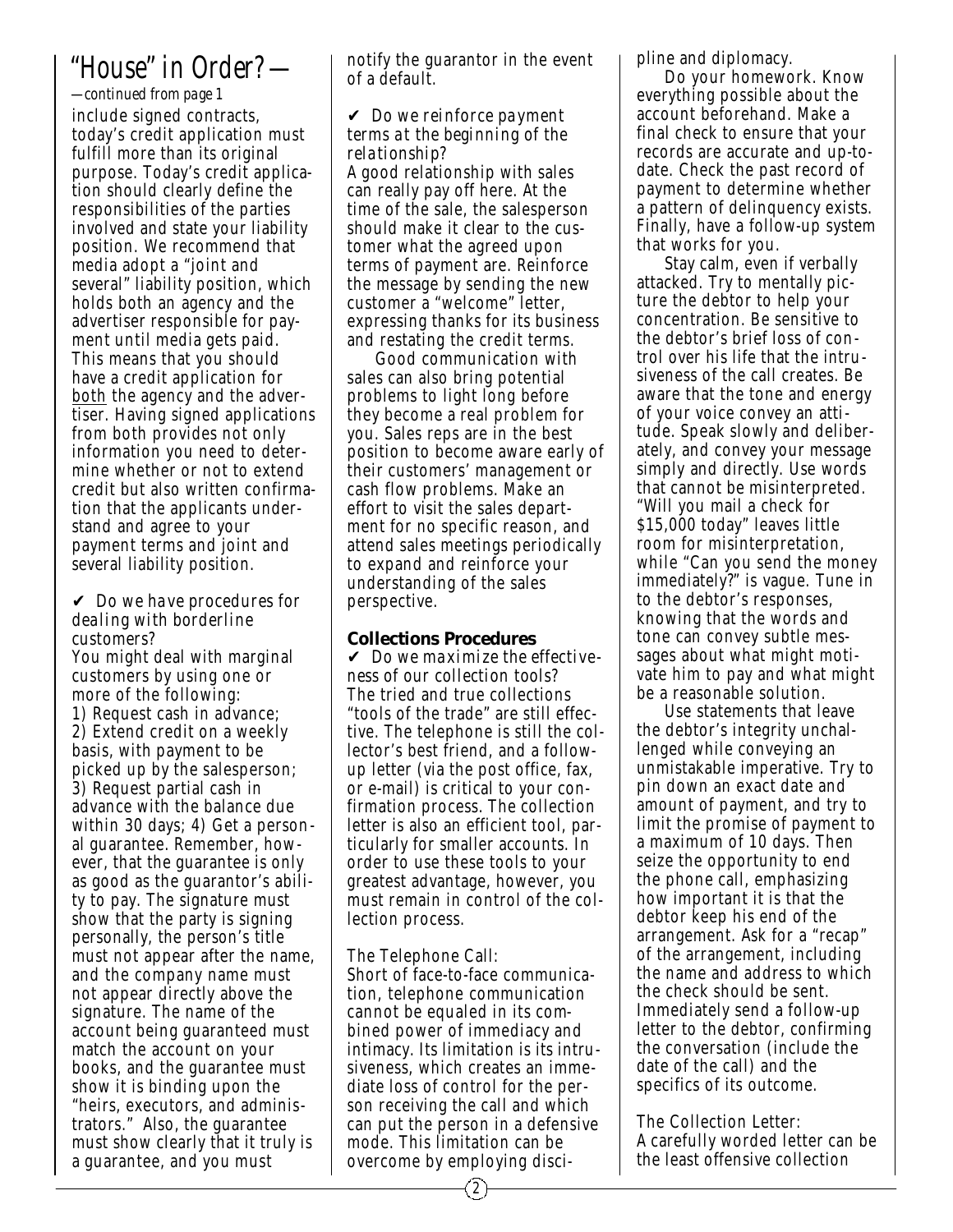# "House" in Order?—

*—continued from page 1*

include signed contracts, today's credit application must fulfill more than its original purpose. Today's credit application should clearly define the responsibilities of the parties involved and state your liability position. We recommend that media adopt a "joint and several" liability position, which holds both an agency and the advertiser responsible for payment until media gets paid. This means that you should have a credit application for both the agency and the advertiser. Having signed applications from both provides not only information you need to determine whether or not to extend credit but also written confirmation that the applicants understand and agree to your payment terms and joint and several liability position.

✔ *Do we have procedures for dealing with borderline customers?*

You might deal with marginal customers by using one or more of the following: 1) Request cash in advance; 2) Extend credit on a weekly basis, with payment to be picked up by the salesperson; 3) Request partial cash in advance with the balance due within 30 days; 4) Get a personal guarantee. Remember, however, that the guarantee is only as good as the guarantor's ability to pay. The signature must show that the party is signing personally, the person's title must not appear after the name, and the company name must not appear directly above the signature. The name of the account being guaranteed must match the account on your books, and the guarantee must show it is binding upon the "heirs, executors, and administrators." Also, the guarantee must show clearly that it truly is a guarantee, and you must notify the guarantor in the event of a default.

✔ *Do we reinforce payment terms at the beginning of the relationship?*

A good relationship with sales can really pay off here. At the time of the sale, the salesperson should make it clear to the customer what the agreed upon terms of payment are. Reinforce the message by sending the new customer a "welcome" letter, expressing thanks for its business and restating the credit terms.

Good communication with sales can also bring potential problems to light long before they become a real problem for you. Sales reps are in the best position to become aware early of their customers' management or cash flow problems. Make an effort to visit the sales department for no specific reason, and attend sales meetings periodically to expand and reinforce your understanding of the sales perspective.

**Collections Procedures**

✔ *Do we maximize the effectiveness of our collection tools?*

The tried and true collections "tools of the trade" are still effective. The telephone is still the collector's best friend, and a follow-up letter (via the post office, fax, or e-mail) is critical to your confirmation process. The collection letter is also an efficient tool, particularly for smaller accounts. In order to use these tools to your greatest advantage, however, you must remain in control of the collection process.

*The Telephone Call:*

Short of face-to-face communication, telephone communication cannot be equaled in its combined power of immediacy and intimacy. Its limitation is its intrusiveness, which creates an immediate loss of control for the person receiving the call and which can put the person in a defensive mode. This limitation can be overcome by employing discipline and diplomacy.

Do your homework. Know everything possible about the account beforehand. Make a final check to ensure that your records are accurate and up-to-date. Check the past record of payment to determine whether a pattern of delinquency exists. Finally, have a follow-up system that works for you.

Stay calm, even if verbally attacked. Try to mentally picture the debtor to help your concentration. Be sensitive to the debtor's brief loss of control over his life that the intrusiveness of the call creates. Be aware that the tone and energy of your voice convey an attitude. Speak slowly and deliberately, and convey your message simply and directly. Use words that cannot be misinterpreted. "Will you mail a check for $15,000 today" leaves little room for misinterpretation, while "Can you send the money immediately?" is vague. Tune in to the debtor's responses, knowing that the words and tone can convey subtle messages about what might motivate him to pay and what might be a reasonable solution.

Use statements that leave the debtor's integrity unchallenged while conveying an unmistakable imperative. Try to pin down an exact date and amount of payment, and try to limit the promise of payment to a maximum of 10 days. Then seize the opportunity to end the phone call, emphasizing how important it is that the debtor keep his end of the arrangement. Ask for a "recap" of the arrangement, including the name and address to which the check should be sent. Immediately send a follow-up letter to the debtor, confirming the conversation (include the date of the call) and the specifics of its outcome.

*The Collection Letter:*

A carefully worded letter can be the least offensive collection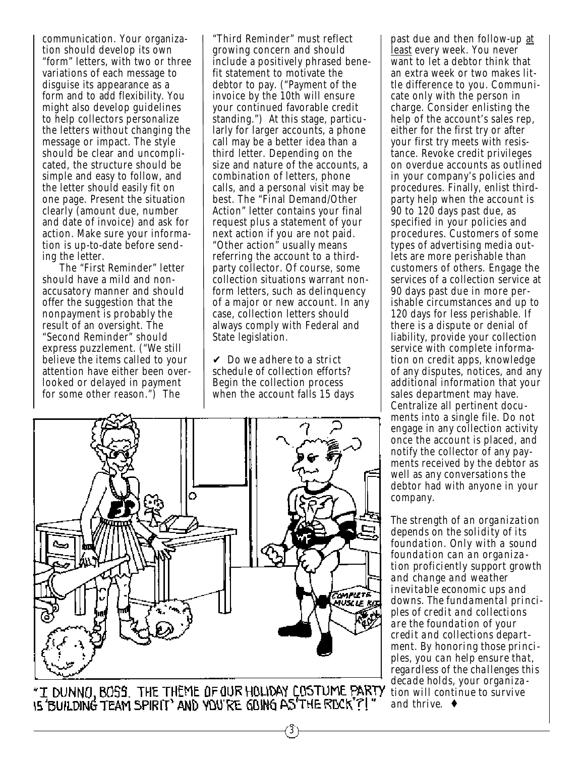communication. Your organization should develop its own "form" letters, with two or three variations of each message to disguise its appearance as a form and to add flexibility. You might also develop guidelines to help collectors personalize the letters without changing the message or impact. The style should be clear and uncomplicated, the structure should be simple and easy to follow, and the letter should easily fit on one page. Present the situation clearly (amount due, number and date of invoice) and ask for action. Make sure your information is up-to-date before sending the letter.

The "First Reminder" letter should have a mild and non-accusatory manner and should offer the suggestion that the nonpayment is probably the result of an oversight. The "Second Reminder" should express puzzlement. ("We still believe the items called to your attention have either been overlooked or delayed in payment for some other reason.") The "Third Reminder" must reflect growing concern and should include a positively phrased benefit statement to motivate the debtor to pay. ("Payment of the invoice by the 10th will ensure your continued favorable credit standing.") At this stage, particularly for larger accounts, a phone call may be a better idea than a third letter. Depending on the size and nature of the accounts, a combination of letters, phone calls, and a personal visit may be best. The "Final Demand/Other Action" letter contains your final request plus a statement of your next action if you are not paid. "Other action" usually means referring the account to a third-party collector. Of course, some collection situations warrant non-form letters, such as delinquency of a major or new account. In any case, collection letters should always comply with Federal and State legislation.

✔ *Do we adhere to a strict schedule of collection efforts?* Begin the collection process when the account falls 15 days past due and then follow-up at least every week. You never want to let a debtor think that an extra week or two makes little difference to you. Communicate only with the person in charge. Consider enlisting the help of the account's sales rep, either for the first try or after your first try meets with resistance. Revoke credit privileges on overdue accounts as outlined in your company's policies and procedures. Finally, enlist third-party help when the account is 90 to 120 days past due, as specified in your policies and procedures. Customers of some types of advertising media outlets are more perishable than customers of others. Engage the services of a collection service at 90 days past due in more perishable circumstances and up to 120 days for less perishable. If there is a dispute or denial of liability, provide your collection service with complete information on credit apps, knowledge of any disputes, notices, and any additional information that your sales department may have. Centralize all pertinent documents into a single file. Do not engage in any collection activity once the account is placed, and notify the collector of any payments received by the debtor as well as any conversations the debtor had with anyone in your company.

*The strength of an organization depends on the solidity of its foundation. Only with a sound foundation can an organization proficiently support growth and change and weather inevitable economic ups and downs. The fundamental principles of credit and collections are the foundation of your credit and collections department. By honoring those principles, you can help ensure that, regardless of the challenges this decade holds, your organization will continue to survive and thrive.* ♦

"I DUNNO, BOSS. THE THEME OF OUR HOLIDAY COSTUME PARTY IS 'BUILDING TEAM SPIRIT' AND YOU'RE GOING AS 'THE ROCK'?!"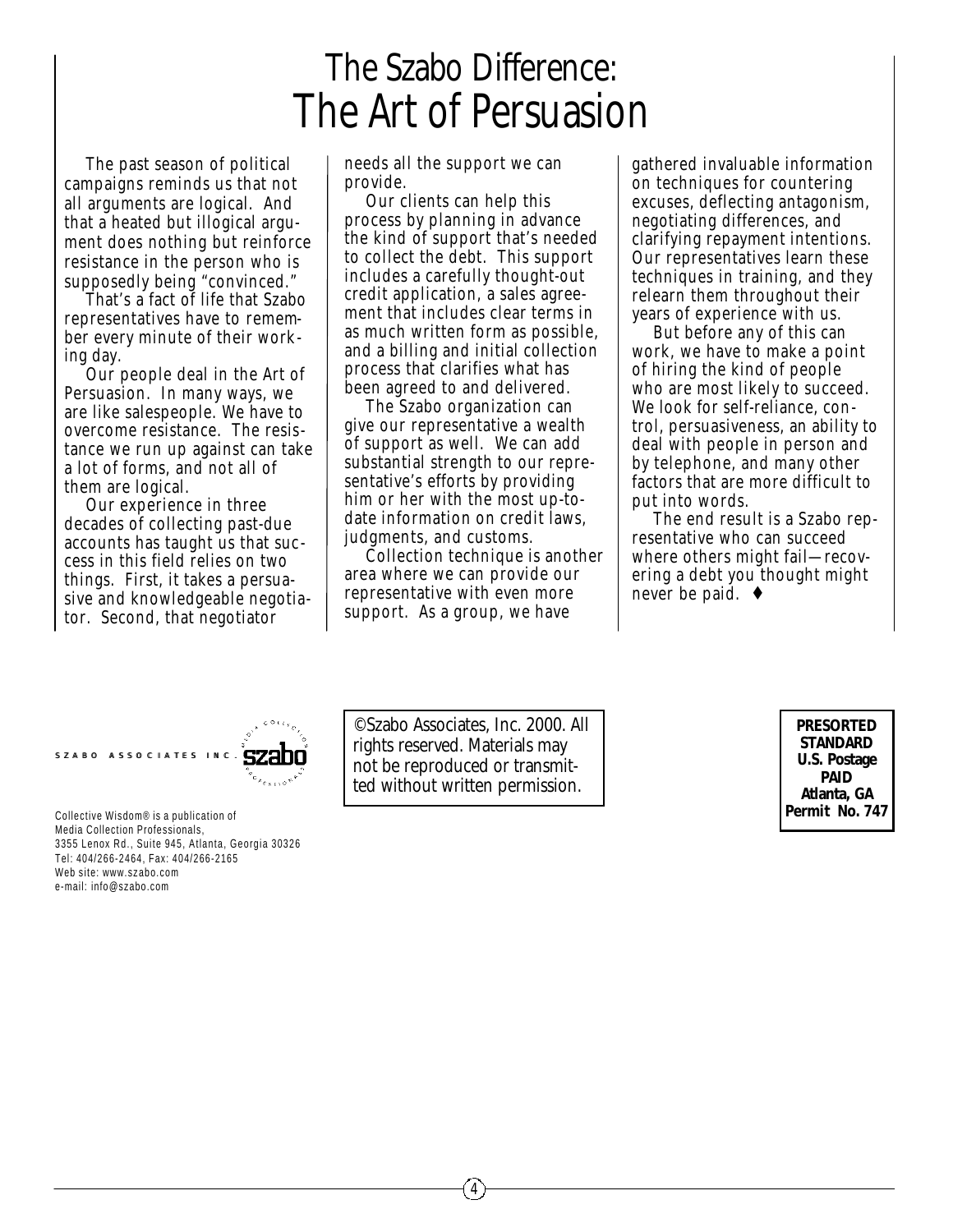# The Szabo Difference: The Art of Persuasion

The past season of political campaigns reminds us that not all arguments are logical. And that a heated but illogical argument does nothing but reinforce resistance in the person who is supposedly being "convinced."

That's a fact of life that Szabo representatives have to remember every minute of their working day.

Our people deal in the Art of Persuasion. In many ways, we are like salespeople. We have to overcome resistance. The resistance we run up against can take a lot of forms, and not all of them are logical.

Our experience in three decades of collecting past-due accounts has taught us that success in this field relies on two things. First, it takes a persuasive and knowledgeable negotiator. Second, that negotiator needs all the support we can provide.

Our clients can help this process by planning in advance the kind of support that's needed to collect the debt. This support includes a carefully thought-out credit application, a sales agreement that includes clear terms in as much written form as possible, and a billing and initial collection process that clarifies what has been agreed to and delivered.

The Szabo organization can give our representative a wealth of support as well. We can add substantial strength to our representative's efforts by providing him or her with the most up-to-date information on credit laws, judgments, and customs.

Collection technique is another area where we can provide our representative with even more support. As a group, we have gathered invaluable information on techniques for countering excuses, deflecting antagonism, negotiating differences, and clarifying repayment intentions. Our representatives learn these techniques in training, and they relearn them throughout their years of experience with us.

But before any of this can work, we have to make a point of hiring the kind of people who are most likely to succeed. We look for self-reliance, control, persuasiveness, an ability to deal with people in person and by telephone, and many other factors that are more difficult to put into words.

The end result is a Szabo representative who can succeed where others might fail—recovering a debt you thought might never be paid. ♦

SZABO ASSOCIATES INC. szabo MEDIA COLLECTION PROFESSIONALS

Collective Wisdom® is a publication of Media Collection Professionals,
3355 Lenox Rd., Suite 945, Atlanta, Georgia 30326
Tel: 404/266-2464, Fax: 404/266-2165
Web site: www.szabo.com
e-mail: info@szabo.com

©Szabo Associates, Inc. 2000. All rights reserved. Materials may not be reproduced or transmitted without written permission.

**PRESORTED STANDARD U.S. Postage PAID Atlanta, GA Permit No. 747**